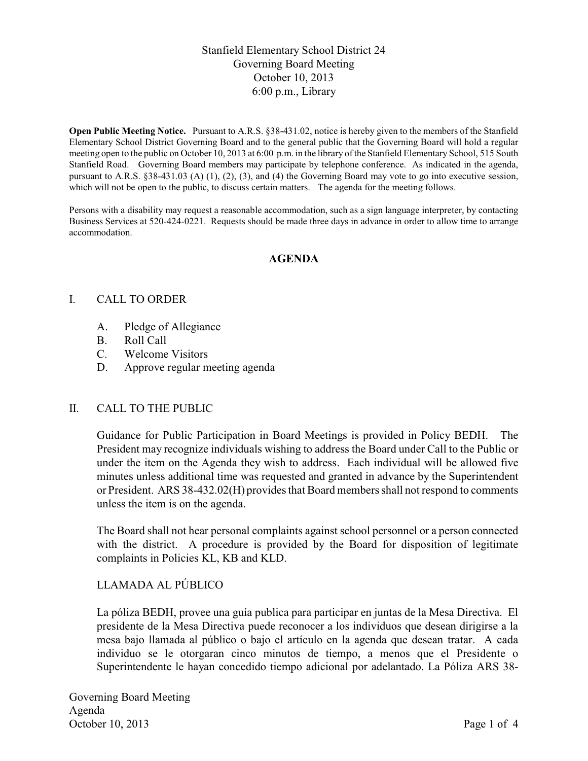Stanfield Elementary School District 24
Governing Board Meeting
October 10, 2013
6:00 p.m., Library

**Open Public Meeting Notice.** Pursuant to A.R.S. §38-431.02, notice is hereby given to the members of the Stanfield Elementary School District Governing Board and to the general public that the Governing Board will hold a regular meeting open to the public on October 10, 2013 at 6:00 p.m. in the library of the Stanfield Elementary School, 515 South Stanfield Road. Governing Board members may participate by telephone conference. As indicated in the agenda, pursuant to A.R.S. §38-431.03 (A) (1), (2), (3), and (4) the Governing Board may vote to go into executive session, which will not be open to the public, to discuss certain matters. The agenda for the meeting follows.

Persons with a disability may request a reasonable accommodation, such as a sign language interpreter, by contacting Business Services at 520-424-0221. Requests should be made three days in advance in order to allow time to arrange accommodation.

**AGENDA**

I. CALL TO ORDER

A. Pledge of Allegiance
B. Roll Call
C. Welcome Visitors
D. Approve regular meeting agenda

II. CALL TO THE PUBLIC

Guidance for Public Participation in Board Meetings is provided in Policy BEDH. The President may recognize individuals wishing to address the Board under Call to the Public or under the item on the Agenda they wish to address. Each individual will be allowed five minutes unless additional time was requested and granted in advance by the Superintendent or President. ARS 38-432.02(H) provides that Board members shall not respond to comments unless the item is on the agenda.

The Board shall not hear personal complaints against school personnel or a person connected with the district. A procedure is provided by the Board for disposition of legitimate complaints in Policies KL, KB and KLD.

LLAMADA AL PÚBLICO

La póliza BEDH, provee una guía publica para participar en juntas de la Mesa Directiva. El presidente de la Mesa Directiva puede reconocer a los individuos que desean dirigirse a la mesa bajo llamada al público o bajo el artículo en la agenda que desean tratar. A cada individuo se le otorgaran cinco minutos de tiempo, a menos que el Presidente o Superintendente le hayan concedido tiempo adicional por adelantado. La Póliza ARS 38-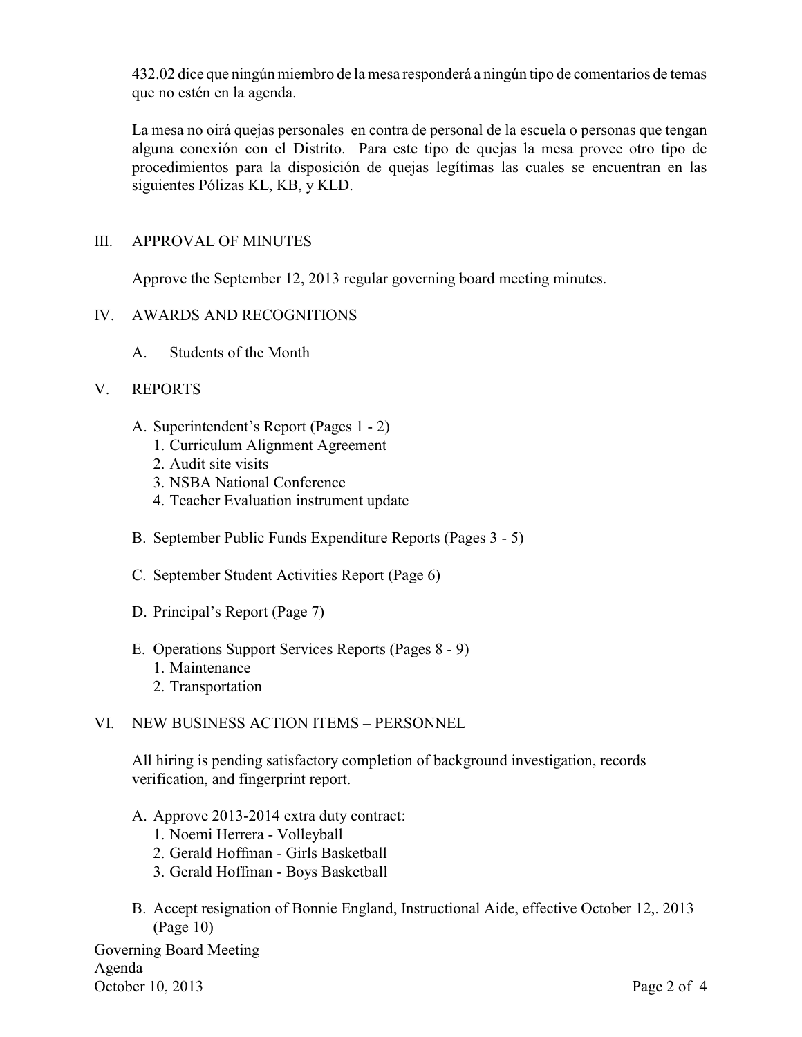432.02 dice que ningún miembro de la mesa responderá a ningún tipo de comentarios de temas que no estén en la agenda.

La mesa no oirá quejas personales en contra de personal de la escuela o personas que tengan alguna conexión con el Distrito. Para este tipo de quejas la mesa provee otro tipo de procedimientos para la disposición de quejas legítimas las cuales se encuentran en las siguientes Pólizas KL, KB, y KLD.

## III. APPROVAL OF MINUTES

Approve the September 12, 2013 regular governing board meeting minutes.

## IV. AWARDS AND RECOGNITIONS

A. Students of the Month

## V. REPORTS

A. Superintendent's Report (Pages 1 - 2)
   1. Curriculum Alignment Agreement
   2. Audit site visits
   3. NSBA National Conference
   4. Teacher Evaluation instrument update

B. September Public Funds Expenditure Reports (Pages 3 - 5)

C. September Student Activities Report (Page 6)

D. Principal's Report (Page 7)

E. Operations Support Services Reports (Pages 8 - 9)
   1. Maintenance
   2. Transportation

## VI. NEW BUSINESS ACTION ITEMS – PERSONNEL

All hiring is pending satisfactory completion of background investigation, records verification, and fingerprint report.

A. Approve 2013-2014 extra duty contract:
   1. Noemi Herrera - Volleyball
   2. Gerald Hoffman - Girls Basketball
   3. Gerald Hoffman - Boys Basketball

B. Accept resignation of Bonnie England, Instructional Aide, effective October 12,. 2013 (Page 10)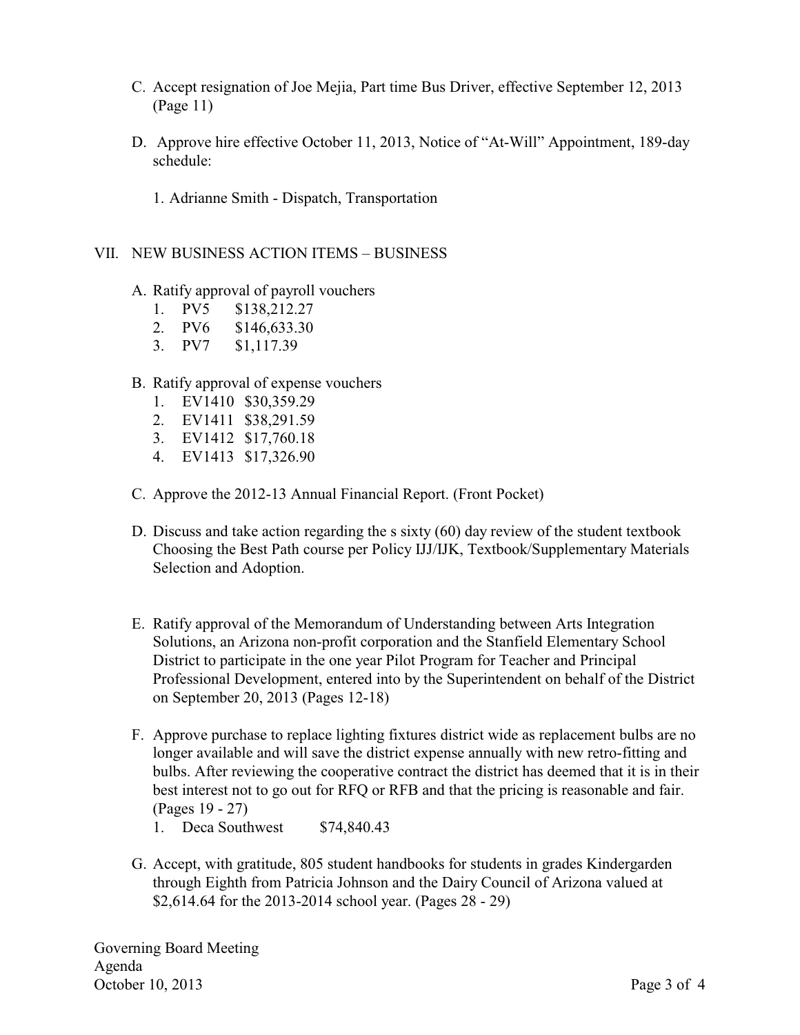C. Accept resignation of Joe Mejia, Part time Bus Driver, effective September 12, 2013 (Page 11)

D. Approve hire effective October 11, 2013, Notice of "At-Will" Appointment, 189-day schedule:

   1. Adrianne Smith - Dispatch, Transportation

## VII. NEW BUSINESS ACTION ITEMS – BUSINESS

A. Ratify approval of payroll vouchers
   1. PV5 $138,212.27
   2. PV6 $146,633.30
   3. PV7 $1,117.39

B. Ratify approval of expense vouchers
   1. EV1410 $30,359.29
   2. EV1411 $38,291.59
   3. EV1412 $17,760.18
   4. EV1413 $17,326.90

C. Approve the 2012-13 Annual Financial Report. (Front Pocket)

D. Discuss and take action regarding the s sixty (60) day review of the student textbook Choosing the Best Path course per Policy IJJ/IJK, Textbook/Supplementary Materials Selection and Adoption.

E. Ratify approval of the Memorandum of Understanding between Arts Integration Solutions, an Arizona non-profit corporation and the Stanfield Elementary School District to participate in the one year Pilot Program for Teacher and Principal Professional Development, entered into by the Superintendent on behalf of the District on September 20, 2013 (Pages 12-18)

F. Approve purchase to replace lighting fixtures district wide as replacement bulbs are no longer available and will save the district expense annually with new retro-fitting and bulbs. After reviewing the cooperative contract the district has deemed that it is in their best interest not to go out for RFQ or RFB and that the pricing is reasonable and fair. (Pages 19 - 27)
   1. Deca Southwest $74,840.43

G. Accept, with gratitude, 805 student handbooks for students in grades Kindergarden through Eighth from Patricia Johnson and the Dairy Council of Arizona valued at $2,614.64 for the 2013-2014 school year. (Pages 28 - 29)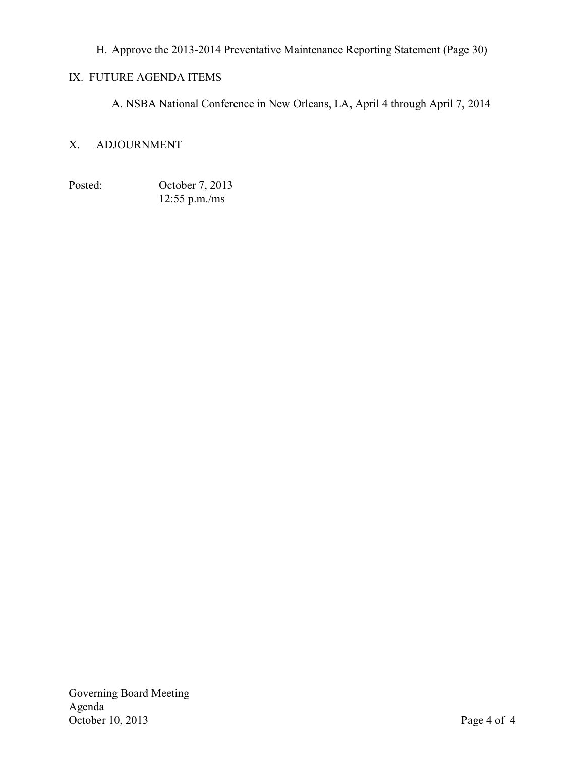H. Approve the 2013-2014 Preventative Maintenance Reporting Statement (Page 30)

## IX. FUTURE AGENDA ITEMS

A. NSBA National Conference in New Orleans, LA, April 4 through April 7, 2014

## X. ADJOURNMENT

Posted: October 7, 2013
12:55 p.m./ms